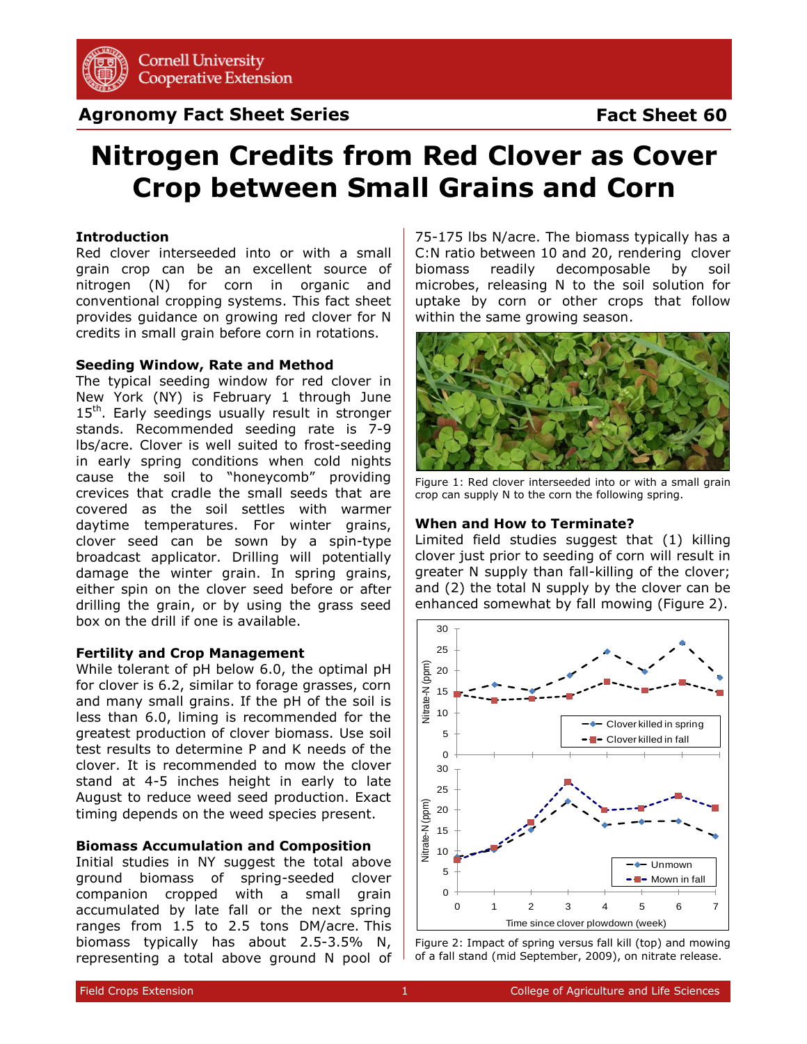Agronomy Fact Sheet Series

Fact Sheet 60

# Nitrogen Credits from Red Clover as Cover Crop between Small Grains and Corn

### Introduction

Red clover interseeded into or with a small grain crop can be an excellent source of nitrogen (N) for corn in organic and conventional cropping systems. This fact sheet provides guidance on growing red clover for N credits in small grain before corn in rotations.

### Seeding Window, Rate and Method

The typical seeding window for red clover in New York (NY) is February 1 through June 15th. Early seedings usually result in stronger stands. Recommended seeding rate is 7-9 lbs/acre. Clover is well suited to frost-seeding in early spring conditions when cold nights cause the soil to "honeycomb" providing crevices that cradle the small seeds that are covered as the soil settles with warmer daytime temperatures. For winter grains, clover seed can be sown by a spin-type broadcast applicator. Drilling will potentially damage the winter grain. In spring grains, either spin on the clover seed before or after drilling the grain, or by using the grass seed box on the drill if one is available.

### Fertility and Crop Management

While tolerant of pH below 6.0, the optimal pH for clover is 6.2, similar to forage grasses, corn and many small grains. If the pH of the soil is less than 6.0, liming is recommended for the greatest production of clover biomass. Use soil test results to determine P and K needs of the clover. It is recommended to mow the clover stand at 4-5 inches height in early to late August to reduce weed seed production. Exact timing depends on the weed species present.

### Biomass Accumulation and Composition

Initial studies in NY suggest the total above ground biomass of spring-seeded clover companion cropped with a small grain accumulated by late fall or the next spring ranges from 1.5 to 2.5 tons DM/acre. This biomass typically has about 2.5-3.5% N, representing a total above ground N pool of 75-175 lbs N/acre. The biomass typically has a C:N ratio between 10 and 20, rendering clover biomass readily decomposable by soil microbes, releasing N to the soil solution for uptake by corn or other crops that follow within the same growing season.

Figure 1: Red clover interseeded into or with a small grain crop can supply N to the corn the following spring.

### When and How to Terminate?

Limited field studies suggest that (1) killing clover just prior to seeding of corn will result in greater N supply than fall-killing of the clover; and (2) the total N supply by the clover can be enhanced somewhat by fall mowing (Figure 2).

Figure 2: Impact of spring versus fall kill (top) and mowing of a fall stand (mid September, 2009), on nitrate release.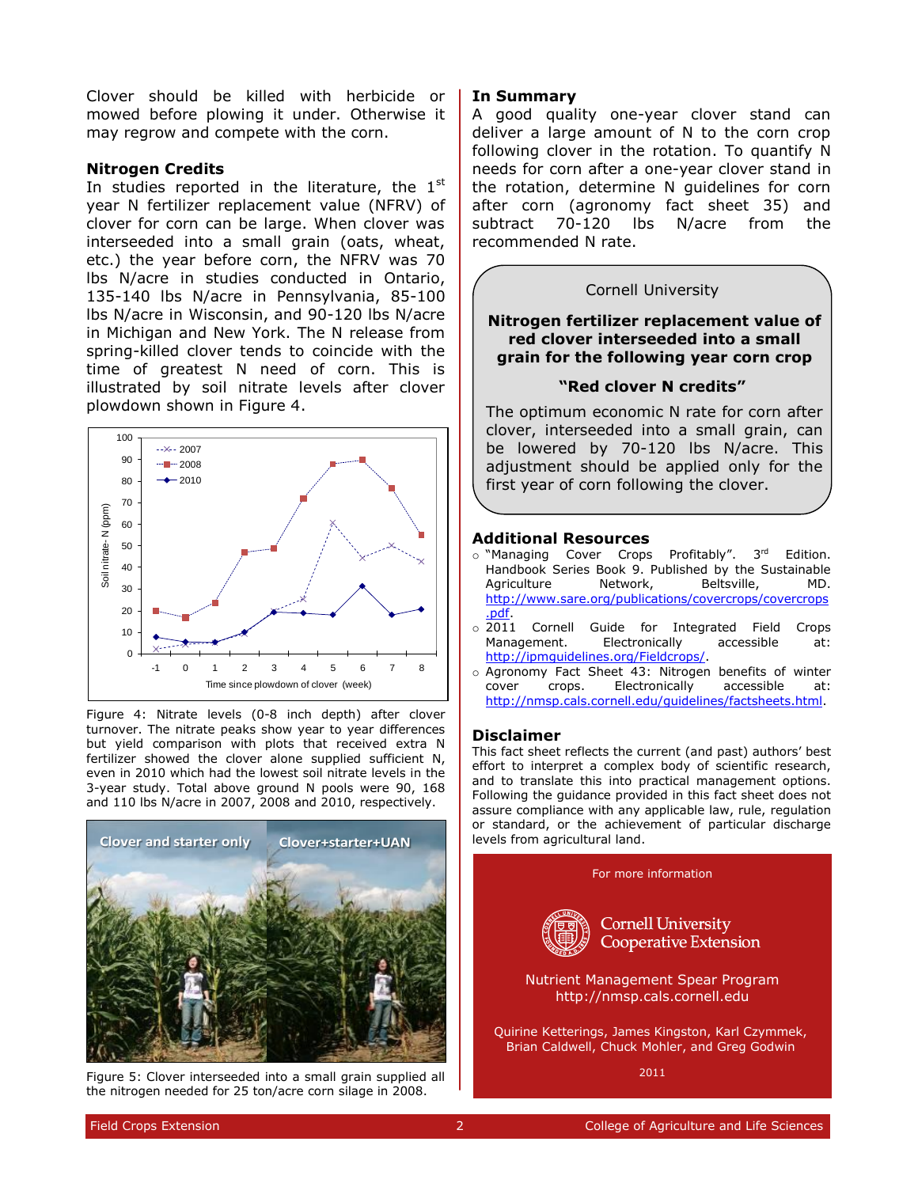Clover should be killed with herbicide or mowed before plowing it under. Otherwise it may regrow and compete with the corn.

### Nitrogen Credits

In studies reported in the literature, the 1st year N fertilizer replacement value (NFRV) of clover for corn can be large. When clover was interseeded into a small grain (oats, wheat, etc.) the year before corn, the NFRV was 70 lbs N/acre in studies conducted in Ontario, 135-140 lbs N/acre in Pennsylvania, 85-100 lbs N/acre in Wisconsin, and 90-120 lbs N/acre in Michigan and New York. The N release from spring-killed clover tends to coincide with the time of greatest N need of corn. This is illustrated by soil nitrate levels after clover plowdown shown in Figure 4.

2007
2008
2010

Soil nitrate- N (ppm)

0
10
20
30
40
50
60
70
80
90
100

-1
0
1
2
3
4
5
6
7
8

Time since plowdown of clover (week)

Figure 4: Nitrate levels (0-8 inch depth) after clover turnover. The nitrate peaks show year to year differences but yield comparison with plots that received extra N fertilizer showed the clover alone supplied sufficient N, even in 2010 which had the lowest soil nitrate levels in the 3-year study. Total above ground N pools were 90, 168 and 110 lbs N/acre in 2007, 2008 and 2010, respectively.

Clover and starter only
Clover+starter+UAN

Figure 5: Clover interseeded into a small grain supplied all the nitrogen needed for 25 ton/acre corn silage in 2008.

### In Summary

A good quality one-year clover stand can deliver a large amount of N to the corn crop following clover in the rotation. To quantify N needs for corn after a one-year clover stand in the rotation, determine N guidelines for corn after corn (agronomy fact sheet 35) and subtract 70-120 lbs N/acre from the recommended N rate.

> Cornell University
>
> **Nitrogen fertilizer replacement value of red clover interseeded into a small grain for the following year corn crop**
>
> **"Red clover N credits"**
>
> The optimum economic N rate for corn after clover, interseeded into a small grain, can be lowered by 70-120 lbs N/acre. This adjustment should be applied only for the first year of corn following the clover.

### Additional Resources

- "Managing Cover Crops Profitably". 3rd Edition. Handbook Series Book 9. Published by the Sustainable Agriculture Network, Beltsville, MD. http://www.sare.org/publications/covercrops/covercrops.pdf.
- 2011 Cornell Guide for Integrated Field Crops Management. Electronically accessible at: http://ipmguidelines.org/Fieldcrops/.
- Agronomy Fact Sheet 43: Nitrogen benefits of winter cover crops. Electronically accessible at: http://nmsp.cals.cornell.edu/guidelines/factsheets.html.

### Disclaimer

This fact sheet reflects the current (and past) authors' best effort to interpret a complex body of scientific research, and to translate this into practical management options. Following the guidance provided in this fact sheet does not assure compliance with any applicable law, rule, regulation or standard, or the achievement of particular discharge levels from agricultural land.

For more information

Cornell University Cooperative Extension

Nutrient Management Spear Program
http://nmsp.cals.cornell.edu

Quirine Ketterings, James Kingston, Karl Czymmek, Brian Caldwell, Chuck Mohler, and Greg Godwin

2011